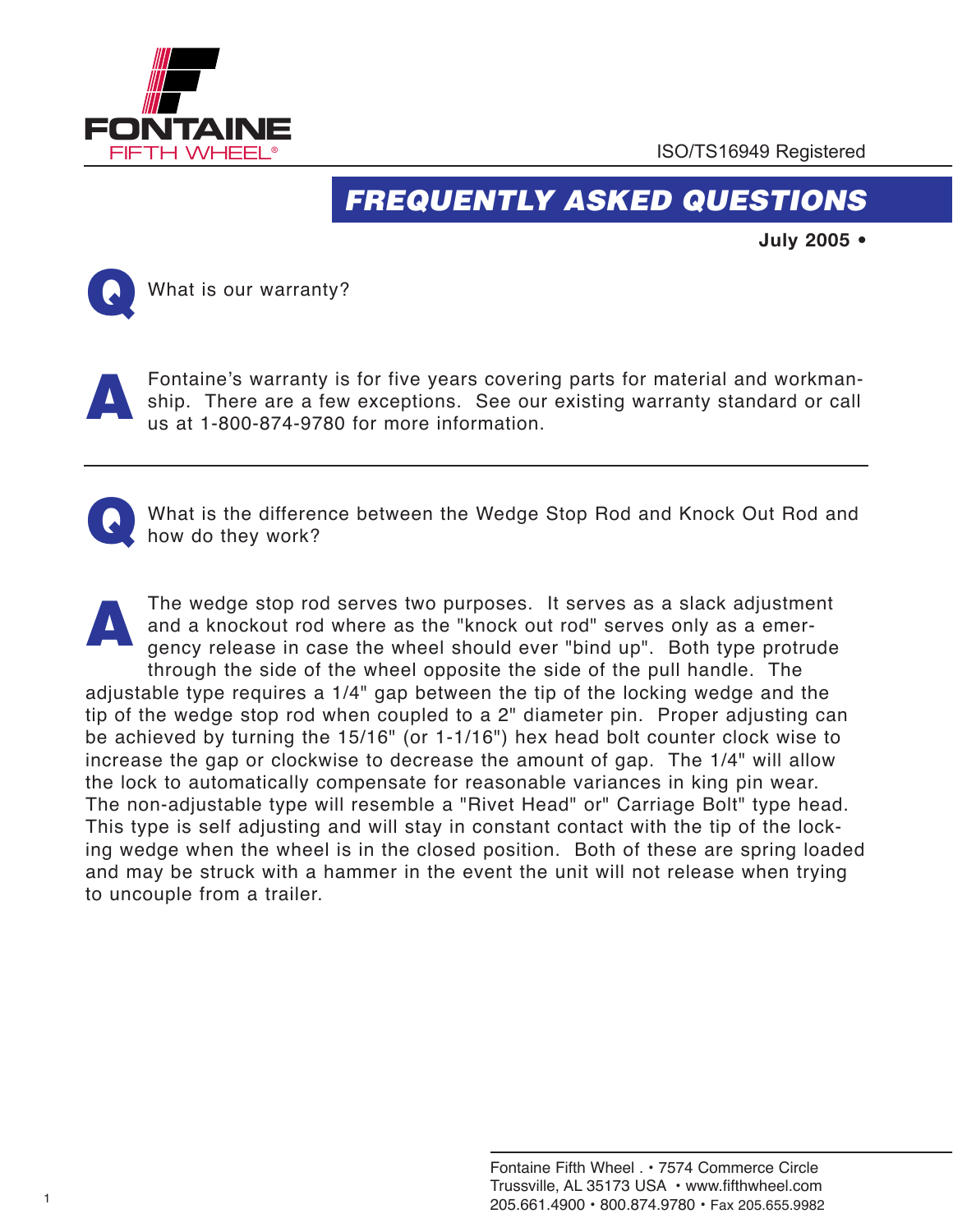**FONTAINE**
FIFTH WHEEL®

ISO/TS16949 Registered

# FREQUENTLY ASKED QUESTIONS

**July 2005 •**

**Q** What is our warranty?

**A** Fontaine's warranty is for five years covering parts for material and workmanship. There are a few exceptions. See our existing warranty standard or call us at 1-800-874-9780 for more information.

---

**Q** What is the difference between the Wedge Stop Rod and Knock Out Rod and how do they work?

**A** The wedge stop rod serves two purposes. It serves as a slack adjustment and a knockout rod where as the "knock out rod" serves only as a emergency release in case the wheel should ever "bind up". Both type protrude through the side of the wheel opposite the side of the pull handle. The adjustable type requires a 1/4" gap between the tip of the locking wedge and the tip of the wedge stop rod when coupled to a 2" diameter pin. Proper adjusting can be achieved by turning the 15/16" (or 1-1/16") hex head bolt counter clock wise to increase the gap or clockwise to decrease the amount of gap. The 1/4" will allow the lock to automatically compensate for reasonable variances in king pin wear. The non-adjustable type will resemble a "Rivet Head" or" Carriage Bolt" type head. This type is self adjusting and will stay in constant contact with the tip of the locking wedge when the wheel is in the closed position. Both of these are spring loaded and may be struck with a hammer in the event the unit will not release when trying to uncouple from a trailer.

Fontaine Fifth Wheel . • 7574 Commerce Circle
Trussville, AL 35173 USA • www.fifthwheel.com
205.661.4900 • 800.874.9780 • Fax 205.655.9982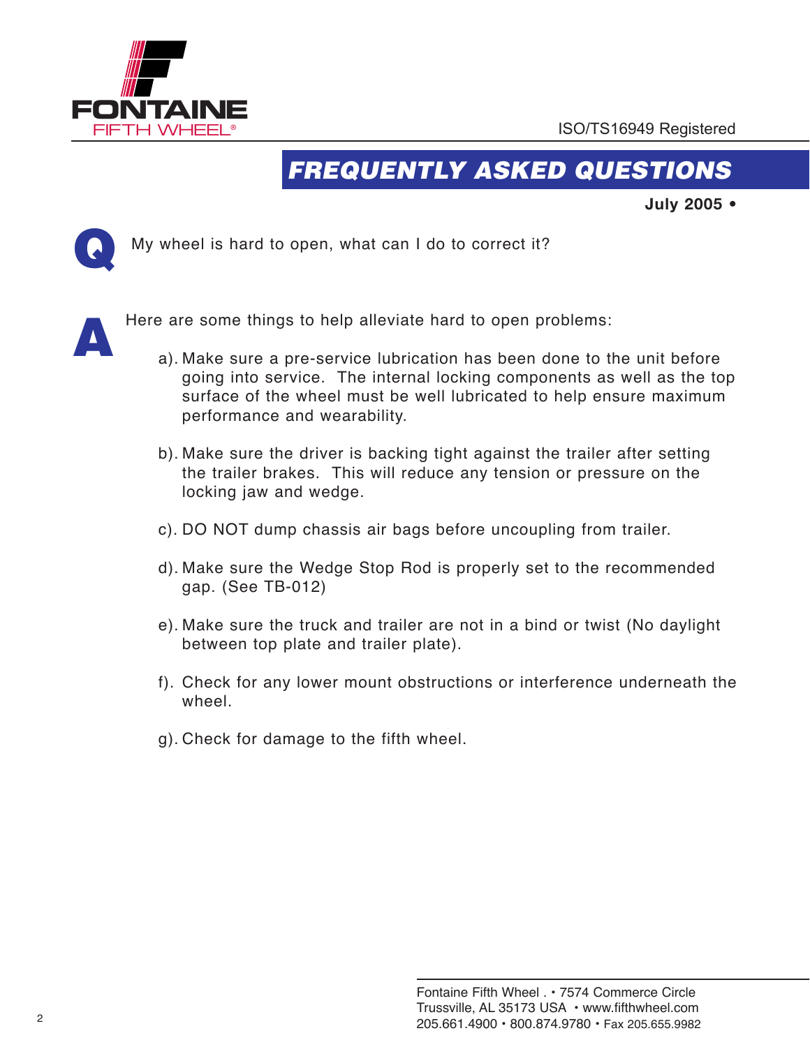FONTAINE FIFTH WHEEL®

ISO/TS16949 Registered

# FREQUENTLY ASKED QUESTIONS

**July 2005 •**

**Q** My wheel is hard to open, what can I do to correct it?

**A** Here are some things to help alleviate hard to open problems:

a). Make sure a pre-service lubrication has been done to the unit before going into service. The internal locking components as well as the top surface of the wheel must be well lubricated to help ensure maximum performance and wearability.

b). Make sure the driver is backing tight against the trailer after setting the trailer brakes. This will reduce any tension or pressure on the locking jaw and wedge.

c). DO NOT dump chassis air bags before uncoupling from trailer.

d). Make sure the Wedge Stop Rod is properly set to the recommended gap. (See TB-012)

e). Make sure the truck and trailer are not in a bind or twist (No daylight between top plate and trailer plate).

f). Check for any lower mount obstructions or interference underneath the wheel.

g). Check for damage to the fifth wheel.

Fontaine Fifth Wheel . • 7574 Commerce Circle
Trussville, AL 35173 USA • www.fifthwheel.com
205.661.4900 • 800.874.9780 • Fax 205.655.9982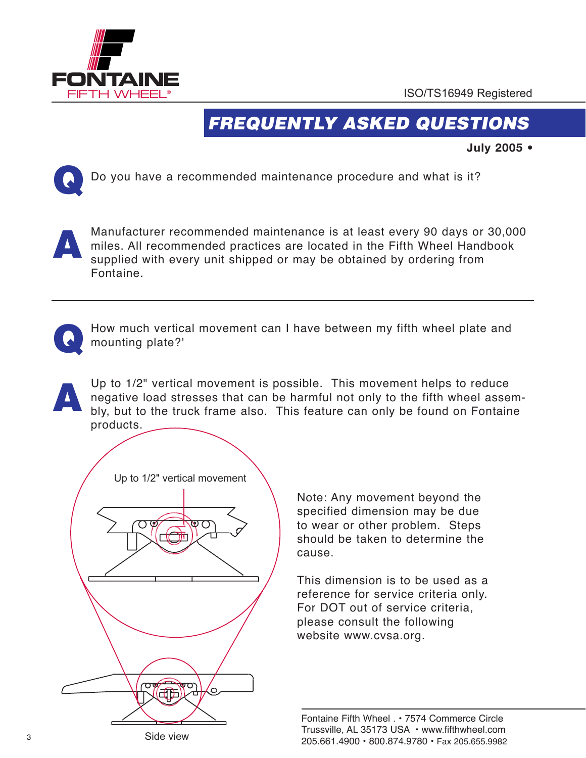FONTAINE FIFTH WHEEL®

ISO/TS16949 Registered

# FREQUENTLY ASKED QUESTIONS

**July 2005 •**

**Q** Do you have a recommended maintenance procedure and what is it?

**A** Manufacturer recommended maintenance is at least every 90 days or 30,000 miles. All recommended practices are located in the Fifth Wheel Handbook supplied with every unit shipped or may be obtained by ordering from Fontaine.

---

**Q** How much vertical movement can I have between my fifth wheel plate and mounting plate?'

**A** Up to 1/2" vertical movement is possible. This movement helps to reduce negative load stresses that can be harmful not only to the fifth wheel assembly, but to the truck frame also. This feature can only be found on Fontaine products.

Up to 1/2" vertical movement

Side view

Note: Any movement beyond the specified dimension may be due to wear or other problem. Steps should be taken to determine the cause.

This dimension is to be used as a reference for service criteria only. For DOT out of service criteria, please consult the following website www.cvsa.org.

Fontaine Fifth Wheel . • 7574 Commerce Circle
Trussville, AL 35173 USA • www.fifthwheel.com
205.661.4900 • 800.874.9780 • Fax 205.655.9982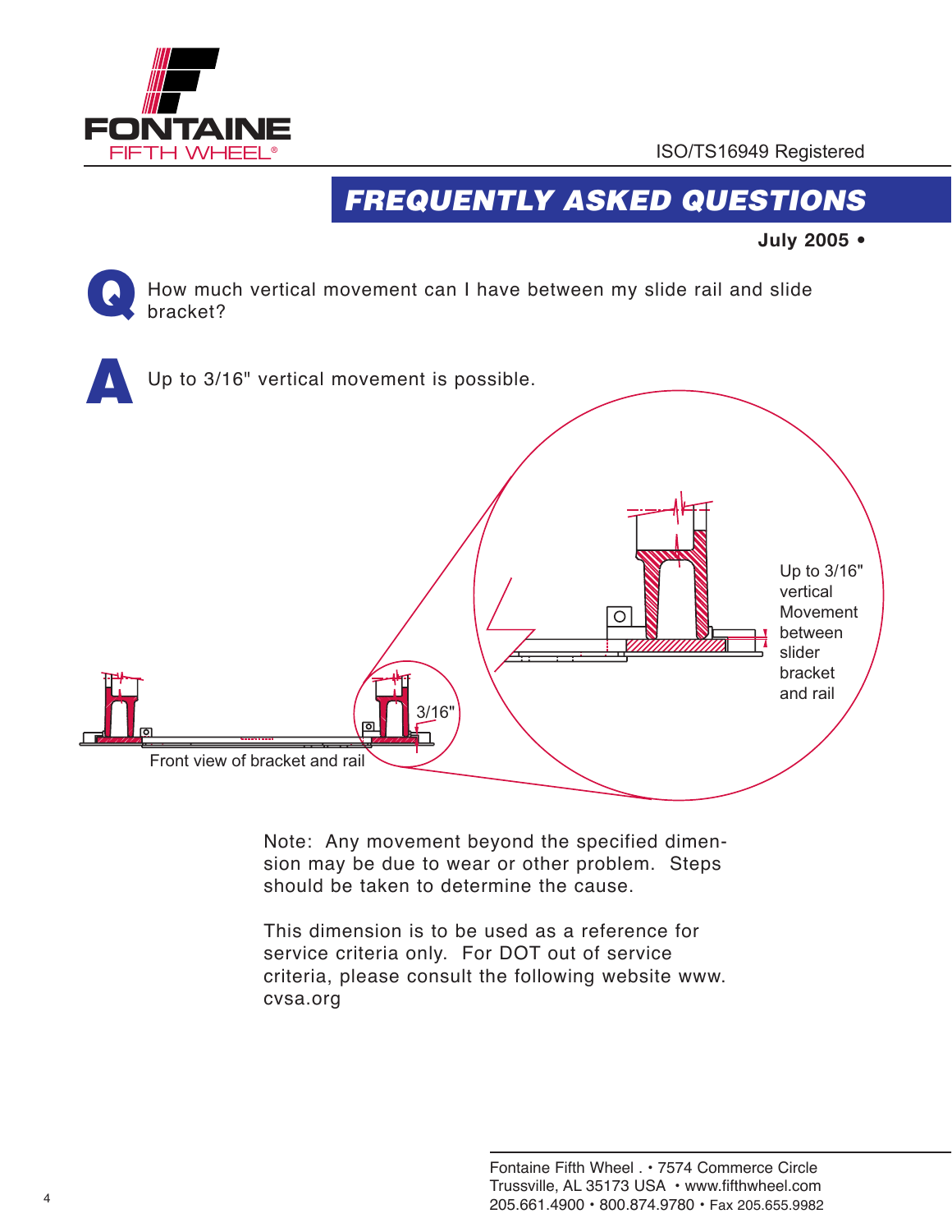ISO/TS16949 Registered

# FREQUENTLY ASKED QUESTIONS

**July 2005 •**

**Q** How much vertical movement can I have between my slide rail and slide bracket?

**A** Up to 3/16" vertical movement is possible.

3/16"

Front view of bracket and rail

Up to 3/16" vertical Movement between slider bracket and rail

Note: Any movement beyond the specified dimension may be due to wear or other problem. Steps should be taken to determine the cause.

This dimension is to be used as a reference for service criteria only. For DOT out of service criteria, please consult the following website www.cvsa.org

Fontaine Fifth Wheel . • 7574 Commerce Circle
Trussville, AL 35173 USA • www.fifthwheel.com
205.661.4900 • 800.874.9780 • Fax 205.655.9982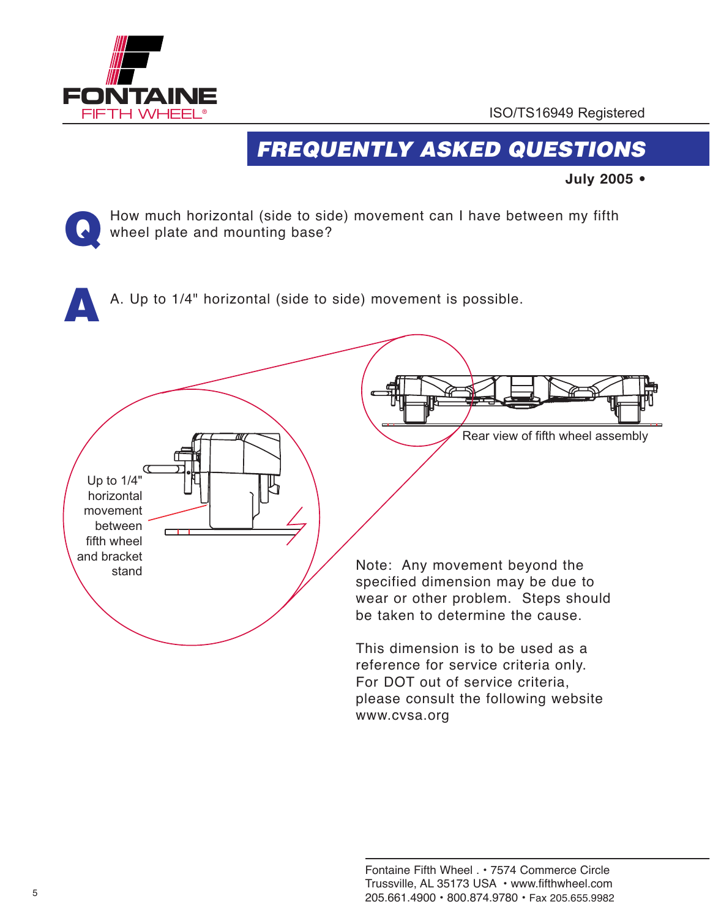FONTAINE FIFTH WHEEL®

ISO/TS16949 Registered

# FREQUENTLY ASKED QUESTIONS

**July 2005 •**

**Q** How much horizontal (side to side) movement can I have between my fifth wheel plate and mounting base?

**A** A. Up to 1/4" horizontal (side to side) movement is possible.

Up to 1/4" horizontal movement between fifth wheel and bracket stand

Rear view of fifth wheel assembly

Note: Any movement beyond the specified dimension may be due to wear or other problem. Steps should be taken to determine the cause.

This dimension is to be used as a reference for service criteria only. For DOT out of service criteria, please consult the following website www.cvsa.org

Fontaine Fifth Wheel . • 7574 Commerce Circle
Trussville, AL 35173 USA • www.fifthwheel.com
205.661.4900 • 800.874.9780 • Fax 205.655.9982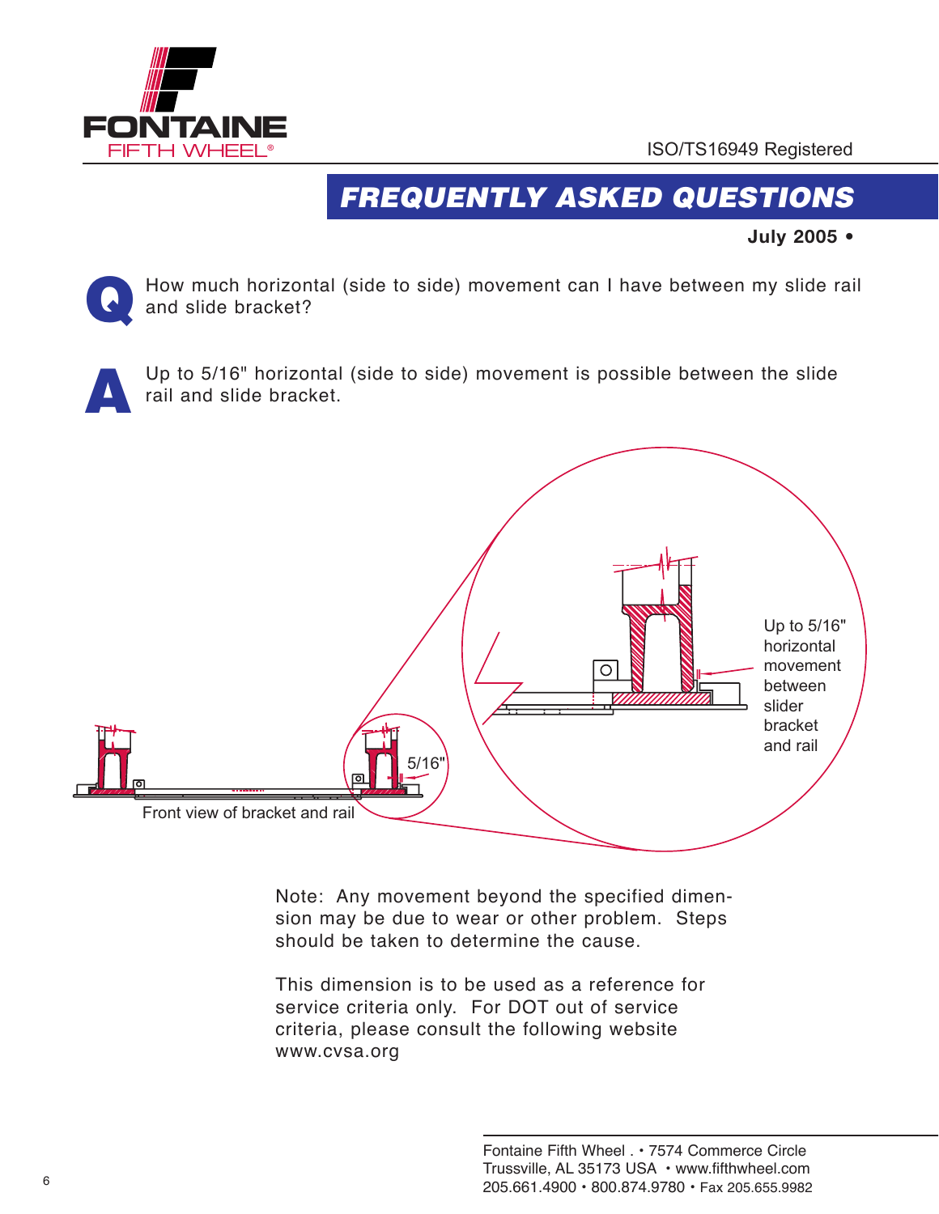FONTAINE FIFTH WHEEL®

ISO/TS16949 Registered

# FREQUENTLY ASKED QUESTIONS

**July 2005 •**

**Q** How much horizontal (side to side) movement can I have between my slide rail and slide bracket?

**A** Up to 5/16" horizontal (side to side) movement is possible between the slide rail and slide bracket.

5/16"

Front view of bracket and rail

Up to 5/16" horizontal movement between slider bracket and rail

Note: Any movement beyond the specified dimension may be due to wear or other problem. Steps should be taken to determine the cause.

This dimension is to be used as a reference for service criteria only. For DOT out of service criteria, please consult the following website www.cvsa.org

Fontaine Fifth Wheel . • 7574 Commerce Circle
Trussville, AL 35173 USA • www.fifthwheel.com
205.661.4900 • 800.874.9780 • Fax 205.655.9982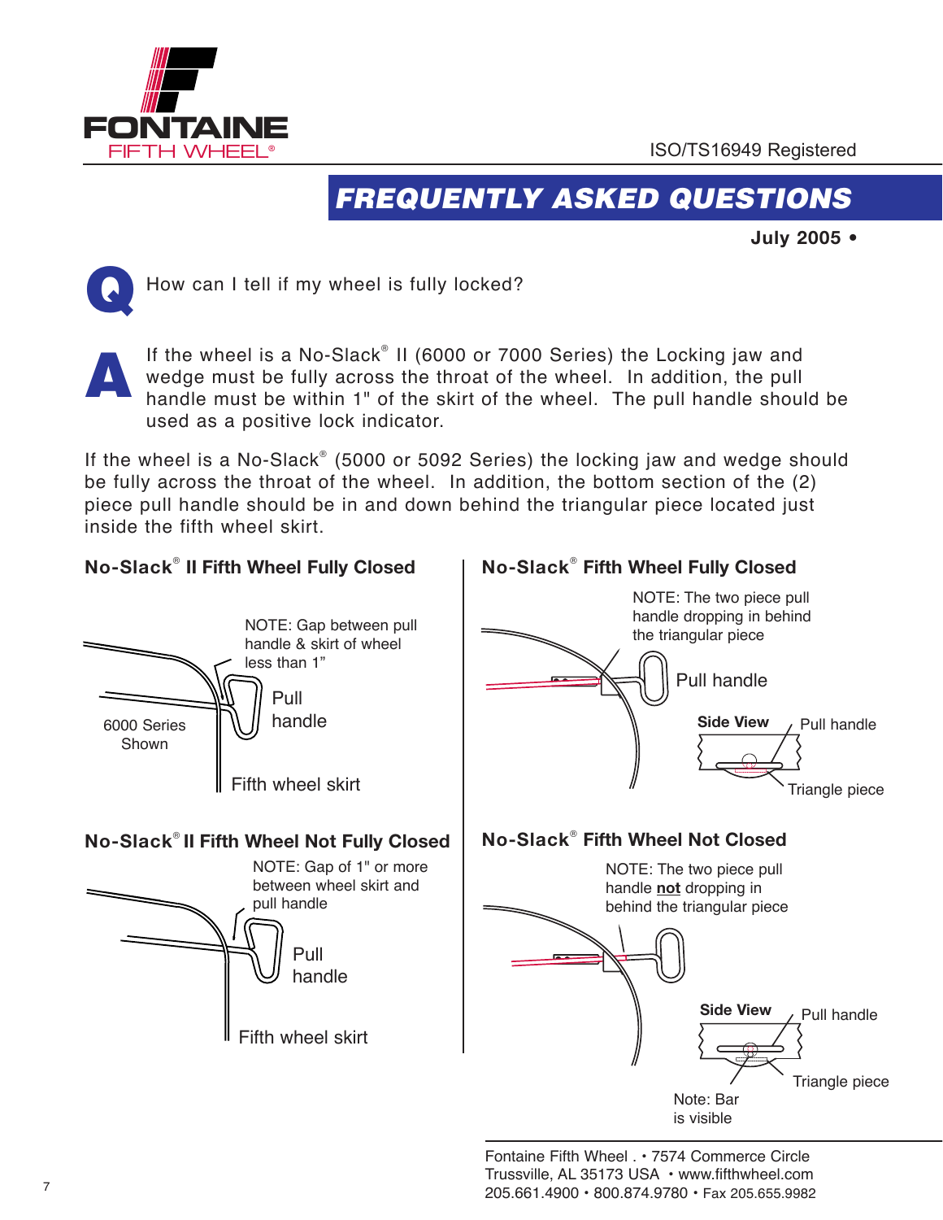FONTAINE FIFTH WHEEL®

ISO/TS16949 Registered

# FREQUENTLY ASKED QUESTIONS

**July 2005 •**

**Q** How can I tell if my wheel is fully locked?

**A** If the wheel is a No-Slack® II (6000 or 7000 Series) the Locking jaw and wedge must be fully across the throat of the wheel. In addition, the pull handle must be within 1" of the skirt of the wheel. The pull handle should be used as a positive lock indicator.

If the wheel is a No-Slack® (5000 or 5092 Series) the locking jaw and wedge should be fully across the throat of the wheel. In addition, the bottom section of the (2) piece pull handle should be in and down behind the triangular piece located just inside the fifth wheel skirt.

### No-Slack® II Fifth Wheel Fully Closed

NOTE: Gap between pull handle & skirt of wheel less than 1"

Pull handle

6000 Series Shown

Fifth wheel skirt

### No-Slack® II Fifth Wheel Not Fully Closed

NOTE: Gap of 1" or more between wheel skirt and pull handle

Pull handle

Fifth wheel skirt

### No-Slack® Fifth Wheel Fully Closed

NOTE: The two piece pull handle dropping in behind the triangular piece

Pull handle

**Side View** Pull handle

Triangle piece

### No-Slack® Fifth Wheel Not Closed

NOTE: The two piece pull handle **not** dropping in behind the triangular piece

**Side View** Pull handle

Triangle piece

Note: Bar is visible

Fontaine Fifth Wheel . • 7574 Commerce Circle
Trussville, AL 35173 USA • www.fifthwheel.com
205.661.4900 • 800.874.9780 • Fax 205.655.9982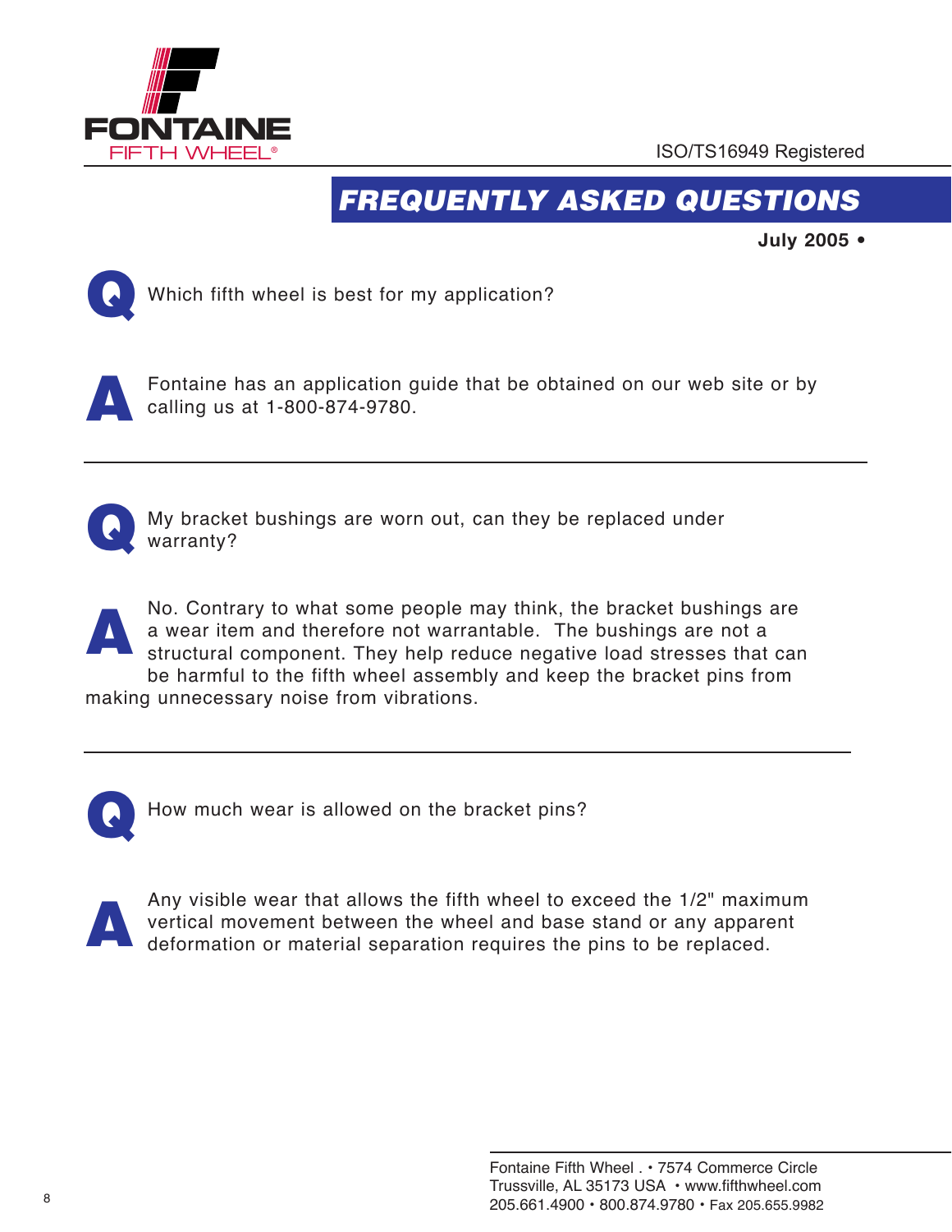FONTAINE

FIFTH WHEEL®

ISO/TS16949 Registered

# FREQUENTLY ASKED QUESTIONS

**July 2005 •**

**Q** Which fifth wheel is best for my application?

**A** Fontaine has an application guide that be obtained on our web site or by calling us at 1-800-874-9780.

---

**Q** My bracket bushings are worn out, can they be replaced under warranty?

**A** No. Contrary to what some people may think, the bracket bushings are a wear item and therefore not warrantable. The bushings are not a structural component. They help reduce negative load stresses that can be harmful to the fifth wheel assembly and keep the bracket pins from making unnecessary noise from vibrations.

---

**Q** How much wear is allowed on the bracket pins?

**A** Any visible wear that allows the fifth wheel to exceed the 1/2" maximum vertical movement between the wheel and base stand or any apparent deformation or material separation requires the pins to be replaced.

Fontaine Fifth Wheel . • 7574 Commerce Circle
Trussville, AL 35173 USA • www.fifthwheel.com
205.661.4900 • 800.874.9780 • Fax 205.655.9982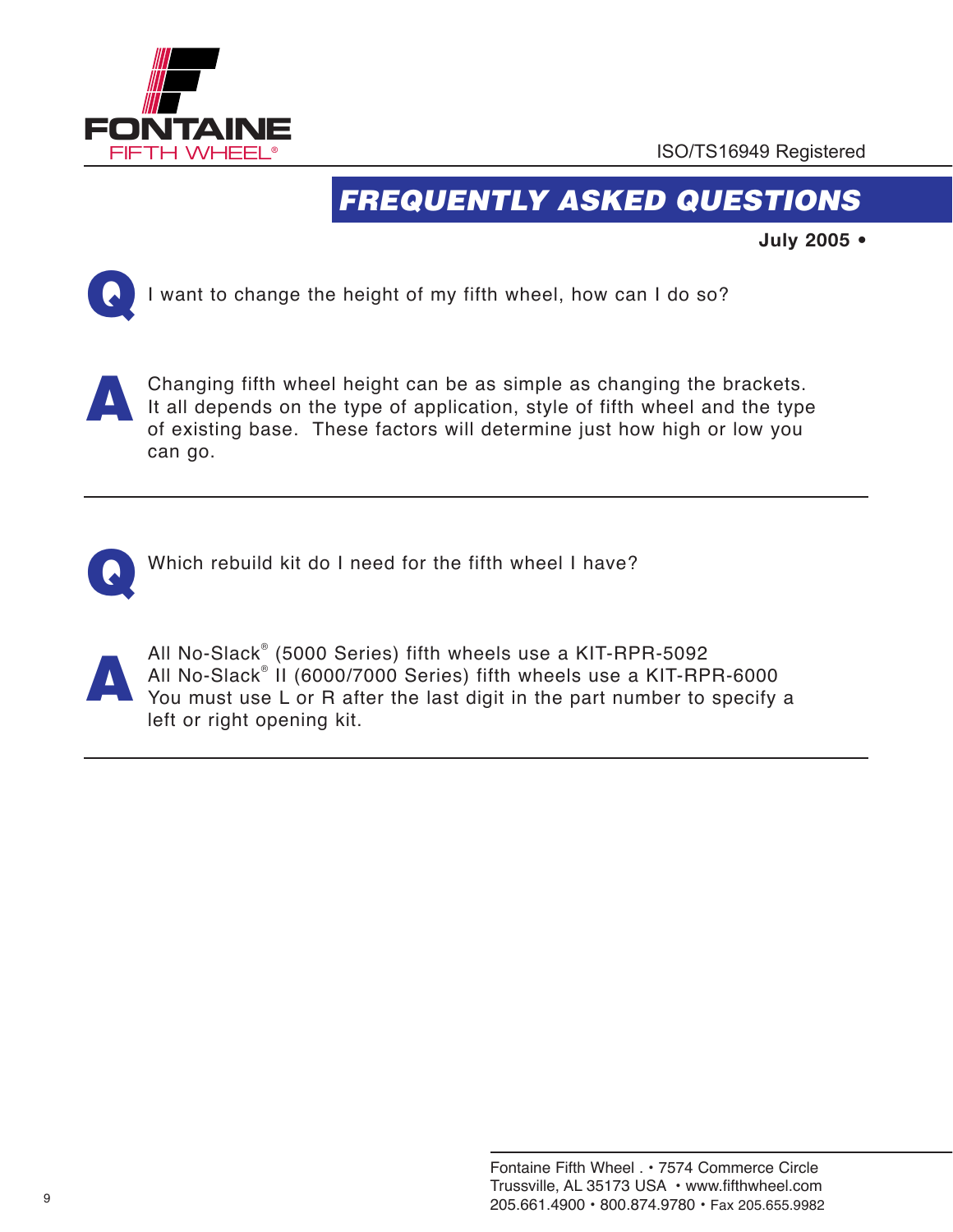FONTAINE FIFTH WHEEL®

ISO/TS16949 Registered

# FREQUENTLY ASKED QUESTIONS

**July 2005 •**

**Q** I want to change the height of my fifth wheel, how can I do so?

**A** Changing fifth wheel height can be as simple as changing the brackets. It all depends on the type of application, style of fifth wheel and the type of existing base. These factors will determine just how high or low you can go.

---

**Q** Which rebuild kit do I need for the fifth wheel I have?

**A** All No-Slack® (5000 Series) fifth wheels use a KIT-RPR-5092
All No-Slack® II (6000/7000 Series) fifth wheels use a KIT-RPR-6000
You must use L or R after the last digit in the part number to specify a left or right opening kit.

---

Fontaine Fifth Wheel . • 7574 Commerce Circle
Trussville, AL 35173 USA • www.fifthwheel.com
205.661.4900 • 800.874.9780 • Fax 205.655.9982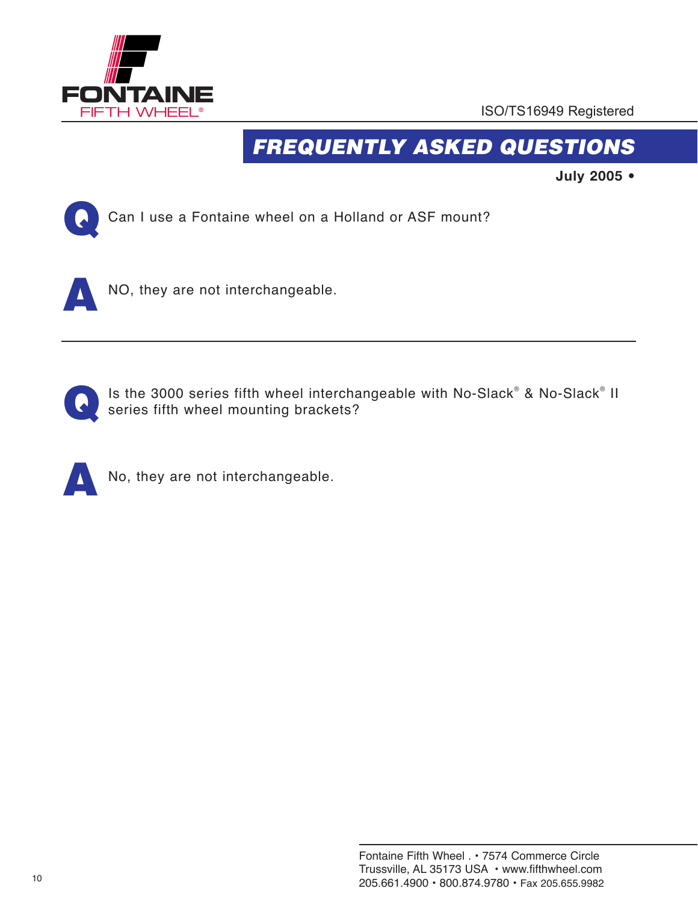FONTAINE FIFTH WHEEL®

ISO/TS16949 Registered

# FREQUENTLY ASKED QUESTIONS

**July 2005 •**

**Q** Can I use a Fontaine wheel on a Holland or ASF mount?

**A** NO, they are not interchangeable.

---

**Q** Is the 3000 series fifth wheel interchangeable with No-Slack® & No-Slack® II series fifth wheel mounting brackets?

**A** No, they are not interchangeable.

Fontaine Fifth Wheel . • 7574 Commerce Circle
Trussville, AL 35173 USA • www.fifthwheel.com
205.661.4900 • 800.874.9780 • Fax 205.655.9982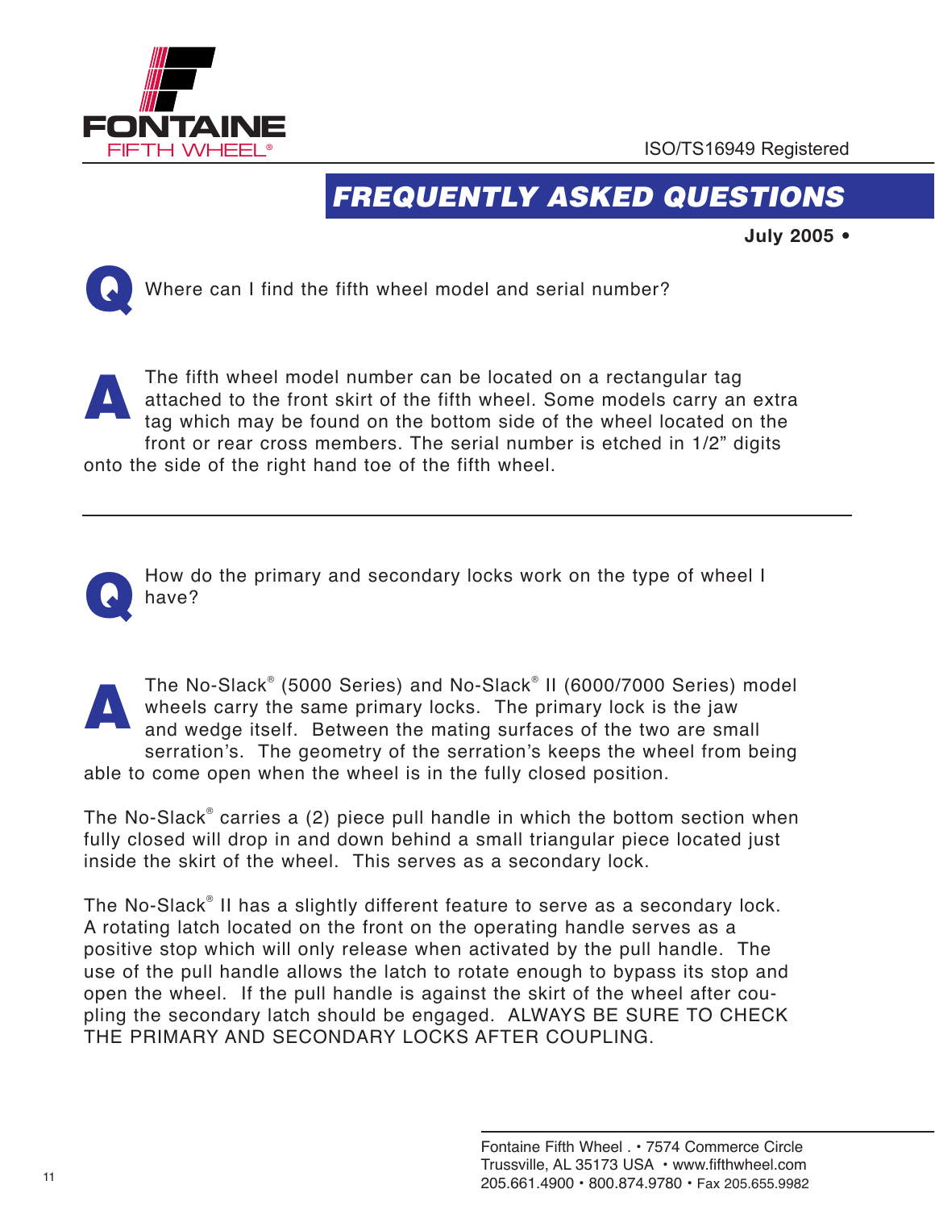FONTAINE FIFTH WHEEL®

ISO/TS16949 Registered

# FREQUENTLY ASKED QUESTIONS

**July 2005 •**

**Q** Where can I find the fifth wheel model and serial number?

**A** The fifth wheel model number can be located on a rectangular tag attached to the front skirt of the fifth wheel. Some models carry an extra tag which may be found on the bottom side of the wheel located on the front or rear cross members. The serial number is etched in 1/2" digits onto the side of the right hand toe of the fifth wheel.

---

**Q** How do the primary and secondary locks work on the type of wheel I have?

**A** The No-Slack® (5000 Series) and No-Slack® II (6000/7000 Series) model wheels carry the same primary locks. The primary lock is the jaw and wedge itself. Between the mating surfaces of the two are small serration's. The geometry of the serration's keeps the wheel from being able to come open when the wheel is in the fully closed position.

The No-Slack® carries a (2) piece pull handle in which the bottom section when fully closed will drop in and down behind a small triangular piece located just inside the skirt of the wheel. This serves as a secondary lock.

The No-Slack® II has a slightly different feature to serve as a secondary lock. A rotating latch located on the front on the operating handle serves as a positive stop which will only release when activated by the pull handle. The use of the pull handle allows the latch to rotate enough to bypass its stop and open the wheel. If the pull handle is against the skirt of the wheel after coupling the secondary latch should be engaged. ALWAYS BE SURE TO CHECK THE PRIMARY AND SECONDARY LOCKS AFTER COUPLING.

Fontaine Fifth Wheel . • 7574 Commerce Circle
Trussville, AL 35173 USA • www.fifthwheel.com
205.661.4900 • 800.874.9780 • Fax 205.655.9982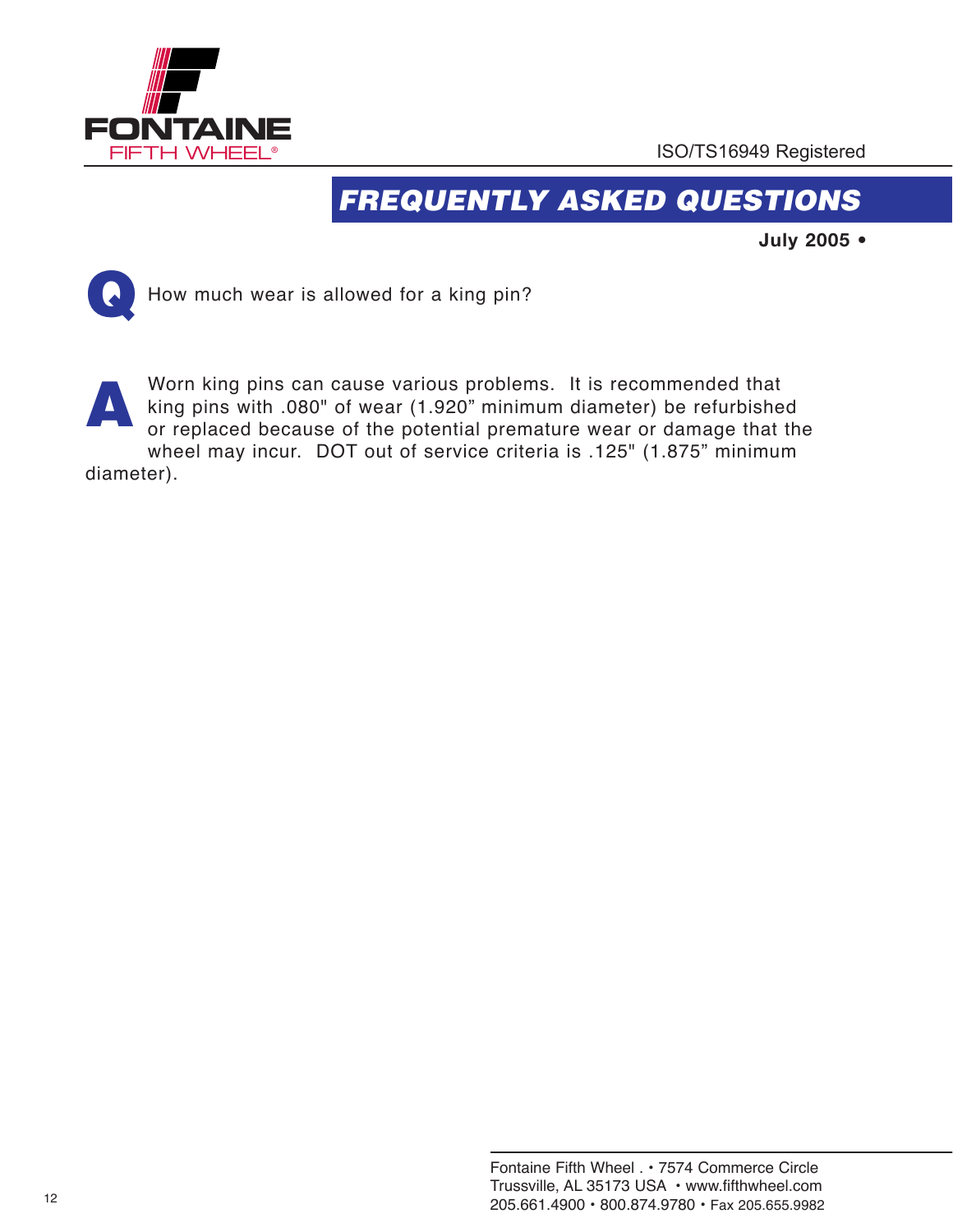FONTAINE FIFTH WHEEL®

ISO/TS16949 Registered

# FREQUENTLY ASKED QUESTIONS

**July 2005 •**

**Q** How much wear is allowed for a king pin?

**A** Worn king pins can cause various problems. It is recommended that king pins with .080" of wear (1.920" minimum diameter) be refurbished or replaced because of the potential premature wear or damage that the wheel may incur. DOT out of service criteria is .125" (1.875" minimum diameter).

Fontaine Fifth Wheel . • 7574 Commerce Circle
Trussville, AL 35173 USA • www.fifthwheel.com
205.661.4900 • 800.874.9780 • Fax 205.655.9982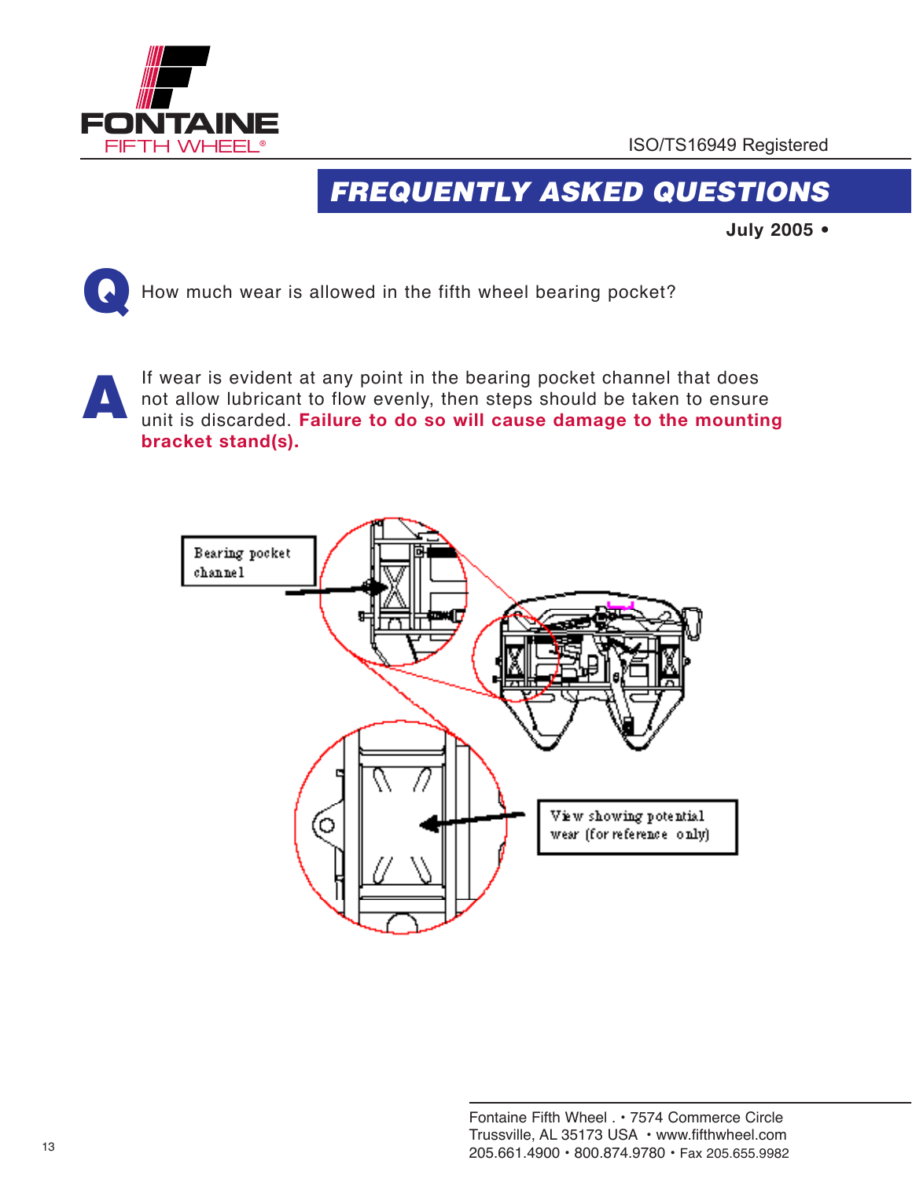ISO/TS16949 Registered

# FREQUENTLY ASKED QUESTIONS

**July 2005 •**

**Q** How much wear is allowed in the fifth wheel bearing pocket?

**A** If wear is evident at any point in the bearing pocket channel that does not allow lubricant to flow evenly, then steps should be taken to ensure unit is discarded. **Failure to do so will cause damage to the mounting bracket stand(s).**

Bearing pocket channel

View showing potential wear (for reference only)

Fontaine Fifth Wheel . • 7574 Commerce Circle
Trussville, AL 35173 USA • www.fifthwheel.com
205.661.4900 • 800.874.9780 • Fax 205.655.9982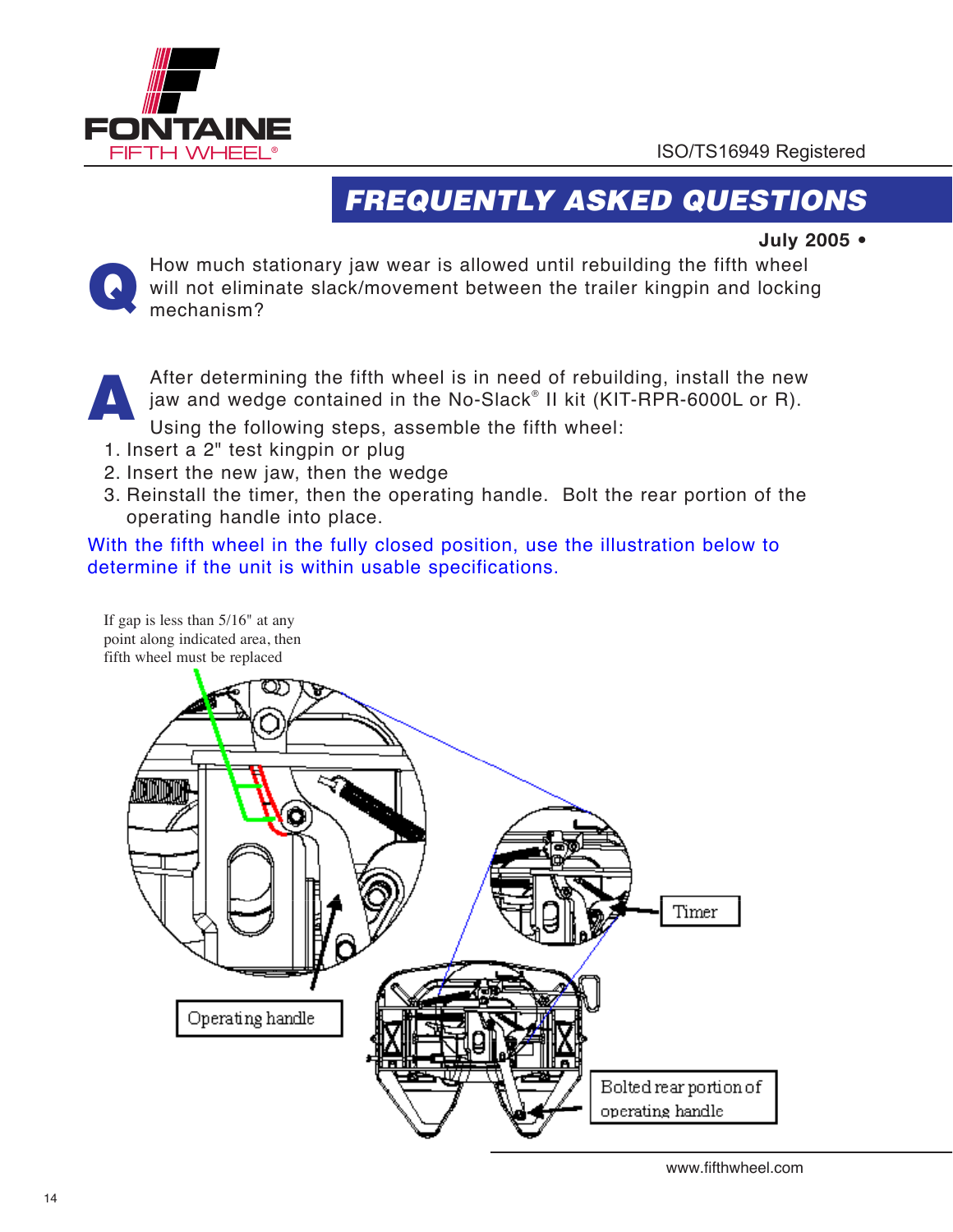FONTAINE FIFTH WHEEL®

ISO/TS16949 Registered

# FREQUENTLY ASKED QUESTIONS

**July 2005 •**

**Q** How much stationary jaw wear is allowed until rebuilding the fifth wheel will not eliminate slack/movement between the trailer kingpin and locking mechanism?

**A** After determining the fifth wheel is in need of rebuilding, install the new jaw and wedge contained in the No-Slack® II kit (KIT-RPR-6000L or R).

Using the following steps, assemble the fifth wheel:

1. Insert a 2" test kingpin or plug
2. Insert the new jaw, then the wedge
3. Reinstall the timer, then the operating handle.  Bolt the rear portion of the operating handle into place.

With the fifth wheel in the fully closed position, use the illustration below to determine if the unit is within usable specifications.

If gap is less than 5/16" at any point along indicated area, then fifth wheel must be replaced

Operating handle

Timer

Bolted rear portion of operating handle

www.fifthwheel.com